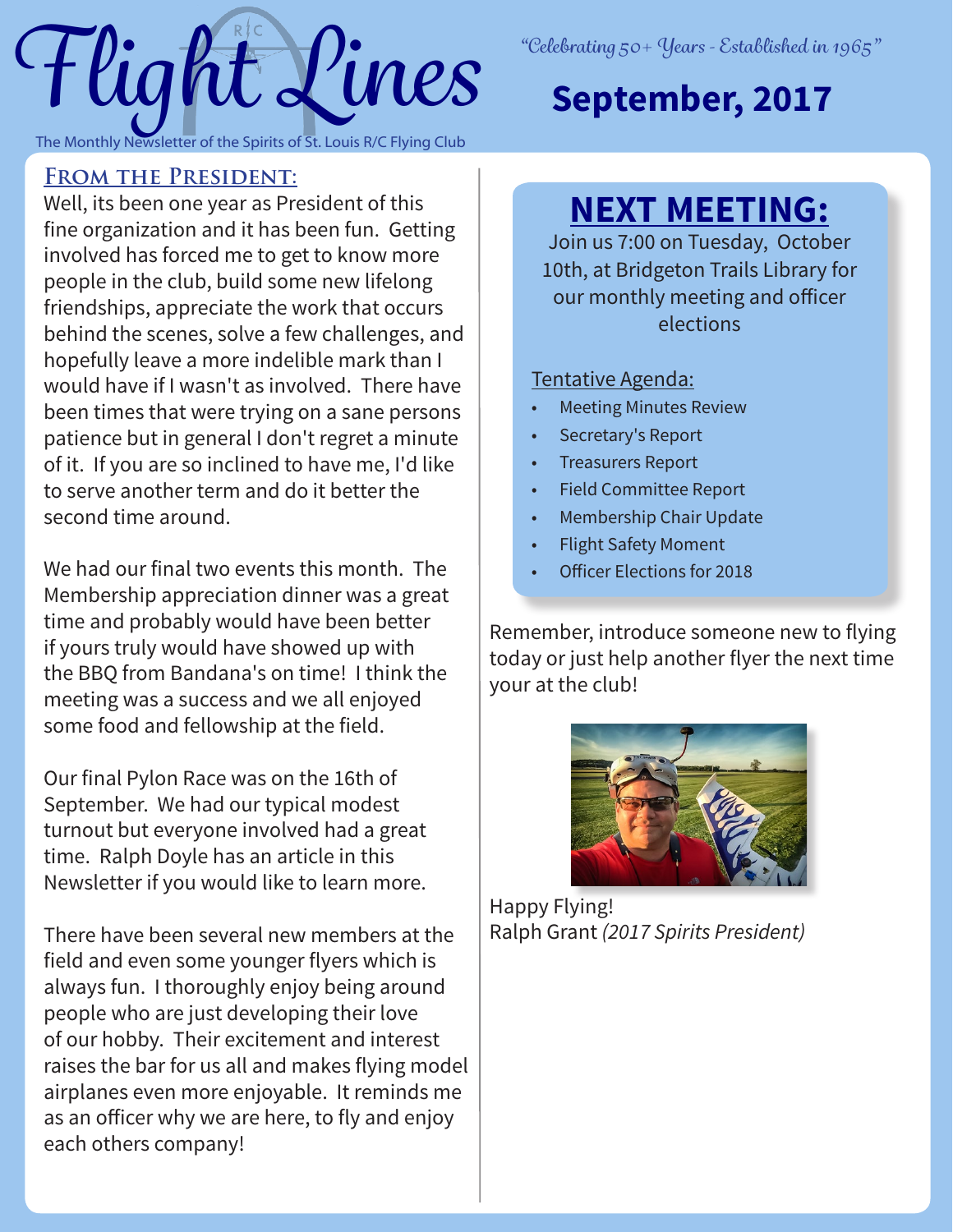# Flight Lines

The Monthly Newsletter of the Spirits of St. Louis R/C Flying Club

*"Celebrating 50+ Years - Established in 1965"*

**September, 2017**

## From the President:

Well, its been one year as President of this fine organization and it has been fun. Getting involved has forced me to get to know more people in the club, build some new lifelong friendships, appreciate the work that occurs behind the scenes, solve a few challenges, and hopefully leave a more indelible mark than I would have if I wasn't as involved. There have been times that were trying on a sane persons patience but in general I don't regret a minute of it. If you are so inclined to have me, I'd like to serve another term and do it better the second time around.

We had our final two events this month. The Membership appreciation dinner was a great time and probably would have been better if yours truly would have showed up with the BBQ from Bandana's on time! I think the meeting was a success and we all enjoyed some food and fellowship at the field.

Our final Pylon Race was on the 16th of September. We had our typical modest turnout but everyone involved had a great time. Ralph Doyle has an article in this Newsletter if you would like to learn more.

There have been several new members at the field and even some younger flyers which is always fun. I thoroughly enjoy being around people who are just developing their love of our hobby. Their excitement and interest raises the bar for us all and makes flying model airplanes even more enjoyable. It reminds me as an officer why we are here, to fly and enjoy each others company!

Remember, introduce someone new to flying today or just help another flyer the next time your at the club!

Happy Flying!
Ralph Grant *(2017 Spirits President)*

## NEXT MEETING:

Join us 7:00 on Tuesday, October 10th, at Bridgeton Trails Library for our monthly meeting and officer elections

Tentative Agenda:

- Meeting Minutes Review
- Secretary's Report
- Treasurers Report
- Field Committee Report
- Membership Chair Update
- Flight Safety Moment
- Officer Elections for 2018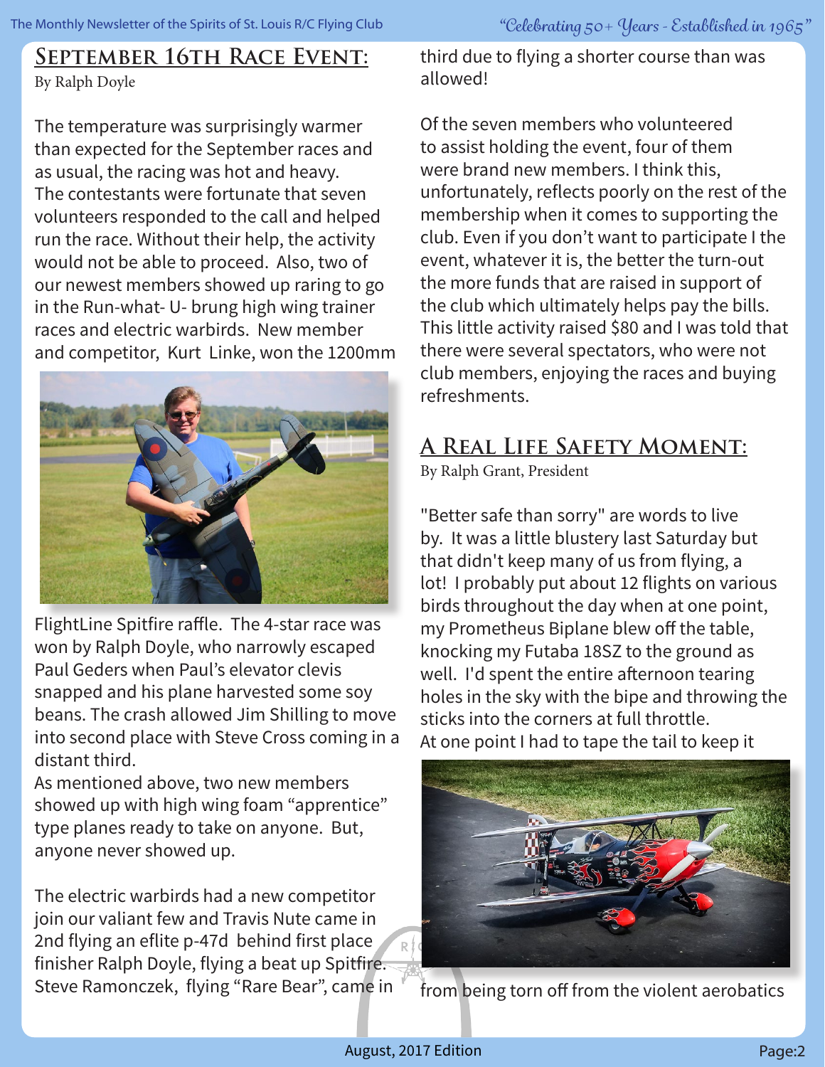## September 16th Race Event:

By Ralph Doyle

The temperature was surprisingly warmer than expected for the September races and as usual, the racing was hot and heavy. The contestants were fortunate that seven volunteers responded to the call and helped run the race. Without their help, the activity would not be able to proceed. Also, two of our newest members showed up raring to go in the Run-what- U- brung high wing trainer races and electric warbirds. New member and competitor, Kurt Linke, won the 1200mm FlightLine Spitfire raffle. The 4-star race was won by Ralph Doyle, who narrowly escaped Paul Geders when Paul's elevator clevis snapped and his plane harvested some soy beans. The crash allowed Jim Shilling to move into second place with Steve Cross coming in a distant third.

As mentioned above, two new members showed up with high wing foam "apprentice" type planes ready to take on anyone. But, anyone never showed up.

The electric warbirds had a new competitor join our valiant few and Travis Nute came in 2nd flying an eflite p-47d behind first place finisher Ralph Doyle, flying a beat up Spitfire. Steve Ramonczek, flying "Rare Bear", came in third due to flying a shorter course than was allowed!

Of the seven members who volunteered to assist holding the event, four of them were brand new members. I think this, unfortunately, reflects poorly on the rest of the membership when it comes to supporting the club. Even if you don't want to participate I the event, whatever it is, the better the turn-out the more funds that are raised in support of the club which ultimately helps pay the bills. This little activity raised $80 and I was told that there were several spectators, who were not club members, enjoying the races and buying refreshments.

## A Real Life Safety Moment:

By Ralph Grant, President

"Better safe than sorry" are words to live by. It was a little blustery last Saturday but that didn't keep many of us from flying, a lot! I probably put about 12 flights on various birds throughout the day when at one point, my Prometheus Biplane blew off the table, knocking my Futaba 18SZ to the ground as well. I'd spent the entire afternoon tearing holes in the sky with the bipe and throwing the sticks into the corners at full throttle.

At one point I had to tape the tail to keep it from being torn off from the violent aerobatics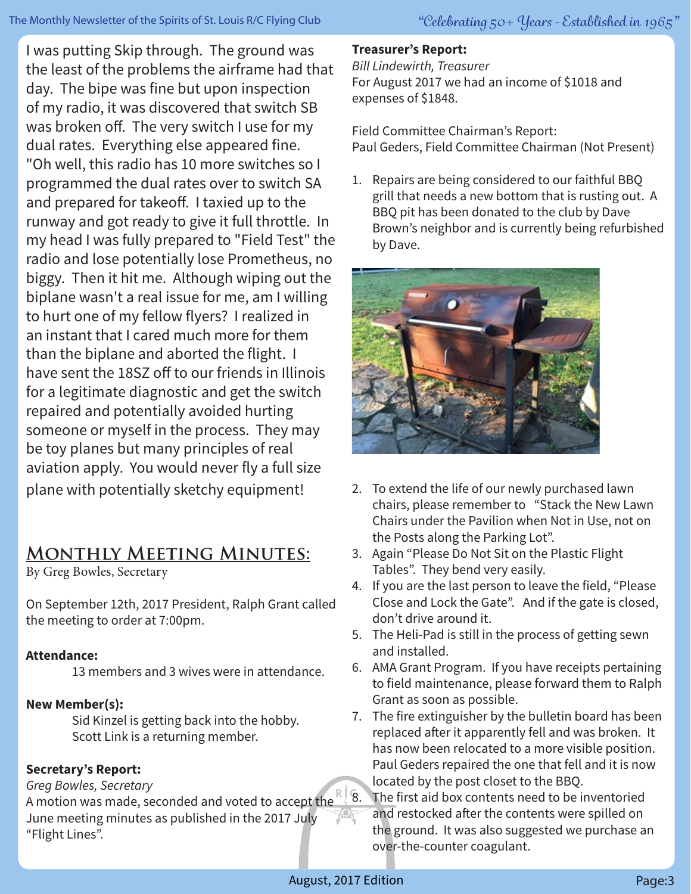I was putting Skip through. The ground was the least of the problems the airframe had that day. The bipe was fine but upon inspection of my radio, it was discovered that switch SB was broken off. The very switch I use for my dual rates. Everything else appeared fine. "Oh well, this radio has 10 more switches so I programmed the dual rates over to switch SA and prepared for takeoff. I taxied up to the runway and got ready to give it full throttle. In my head I was fully prepared to "Field Test" the radio and lose potentially lose Prometheus, no biggy. Then it hit me. Although wiping out the biplane wasn't a real issue for me, am I willing to hurt one of my fellow flyers? I realized in an instant that I cared much more for them than the biplane and aborted the flight. I have sent the 18SZ off to our friends in Illinois for a legitimate diagnostic and get the switch repaired and potentially avoided hurting someone or myself in the process. They may be toy planes but many principles of real aviation apply. You would never fly a full size plane with potentially sketchy equipment!

## Monthly Meeting Minutes:

By Greg Bowles, Secretary

On September 12th, 2017 President, Ralph Grant called the meeting to order at 7:00pm.

**Attendance:**

13 members and 3 wives were in attendance.

**New Member(s):**

Sid Kinzel is getting back into the hobby.
Scott Link is a returning member.

**Secretary's Report:**

*Greg Bowles, Secretary*

A motion was made, seconded and voted to accept the June meeting minutes as published in the 2017 July "Flight Lines".

**Treasurer's Report:**

*Bill Lindewirth, Treasurer*

For August 2017 we had an income of $1018 and expenses of $1848.

Field Committee Chairman's Report:
Paul Geders, Field Committee Chairman (Not Present)

1. Repairs are being considered to our faithful BBQ grill that needs a new bottom that is rusting out. A BBQ pit has been donated to the club by Dave Brown's neighbor and is currently being refurbished by Dave.
2. To extend the life of our newly purchased lawn chairs, please remember to "Stack the New Lawn Chairs under the Pavilion when Not in Use, not on the Posts along the Parking Lot".
3. Again "Please Do Not Sit on the Plastic Flight Tables". They bend very easily.
4. If you are the last person to leave the field, "Please Close and Lock the Gate". And if the gate is closed, don't drive around it.
5. The Heli-Pad is still in the process of getting sewn and installed.
6. AMA Grant Program. If you have receipts pertaining to field maintenance, please forward them to Ralph Grant as soon as possible.
7. The fire extinguisher by the bulletin board has been replaced after it apparently fell and was broken. It has now been relocated to a more visible position. Paul Geders repaired the one that fell and it is now located by the post closet to the BBQ.
8. The first aid box contents need to be inventoried and restocked after the contents were spilled on the ground. It was also suggested we purchase an over-the-counter coagulant.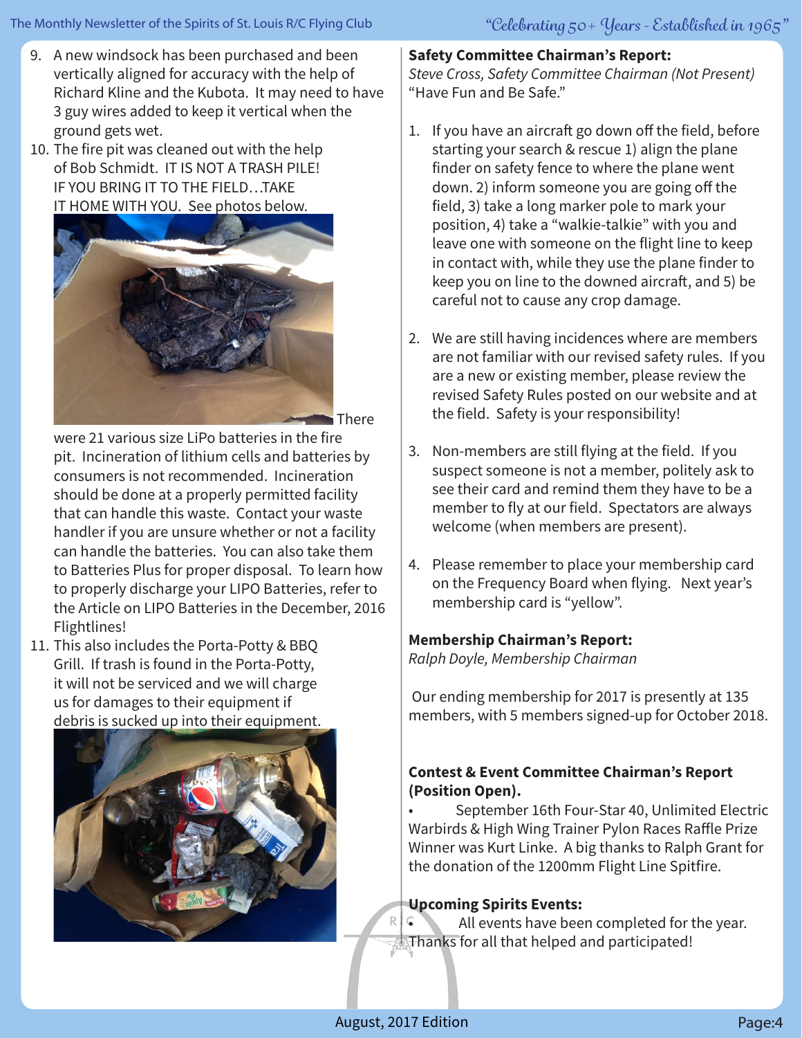9. A new windsock has been purchased and been vertically aligned for accuracy with the help of Richard Kline and the Kubota. It may need to have 3 guy wires added to keep it vertical when the ground gets wet.
10. The fire pit was cleaned out with the help of Bob Schmidt. IT IS NOT A TRASH PILE! IF YOU BRING IT TO THE FIELD…TAKE IT HOME WITH YOU. See photos below. There were 21 various size LiPo batteries in the fire pit. Incineration of lithium cells and batteries by consumers is not recommended. Incineration should be done at a properly permitted facility that can handle this waste. Contact your waste handler if you are unsure whether or not a facility can handle the batteries. You can also take them to Batteries Plus for proper disposal. To learn how to properly discharge your LIPO Batteries, refer to the Article on LIPO Batteries in the December, 2016 Flightlines!
11. This also includes the Porta-Potty & BBQ Grill. If trash is found in the Porta-Potty, it will not be serviced and we will charge us for damages to their equipment if debris is sucked up into their equipment.

**Safety Committee Chairman's Report:**
*Steve Cross, Safety Committee Chairman (Not Present)*
"Have Fun and Be Safe."

1. If you have an aircraft go down off the field, before starting your search & rescue 1) align the plane finder on safety fence to where the plane went down. 2) inform someone you are going off the field, 3) take a long marker pole to mark your position, 4) take a "walkie-talkie" with you and leave one with someone on the flight line to keep in contact with, while they use the plane finder to keep you on line to the downed aircraft, and 5) be careful not to cause any crop damage.

2. We are still having incidences where are members are not familiar with our revised safety rules. If you are a new or existing member, please review the revised Safety Rules posted on our website and at the field. Safety is your responsibility!

3. Non-members are still flying at the field. If you suspect someone is not a member, politely ask to see their card and remind them they have to be a member to fly at our field. Spectators are always welcome (when members are present).

4. Please remember to place your membership card on the Frequency Board when flying. Next year's membership card is "yellow".

**Membership Chairman's Report:**
*Ralph Doyle, Membership Chairman*

Our ending membership for 2017 is presently at 135 members, with 5 members signed-up for October 2018.

**Contest & Event Committee Chairman's Report (Position Open).**

- September 16th Four-Star 40, Unlimited Electric Warbirds & High Wing Trainer Pylon Races Raffle Prize Winner was Kurt Linke. A big thanks to Ralph Grant for the donation of the 1200mm Flight Line Spitfire.

**Upcoming Spirits Events:**

- All events have been completed for the year. Thanks for all that helped and participated!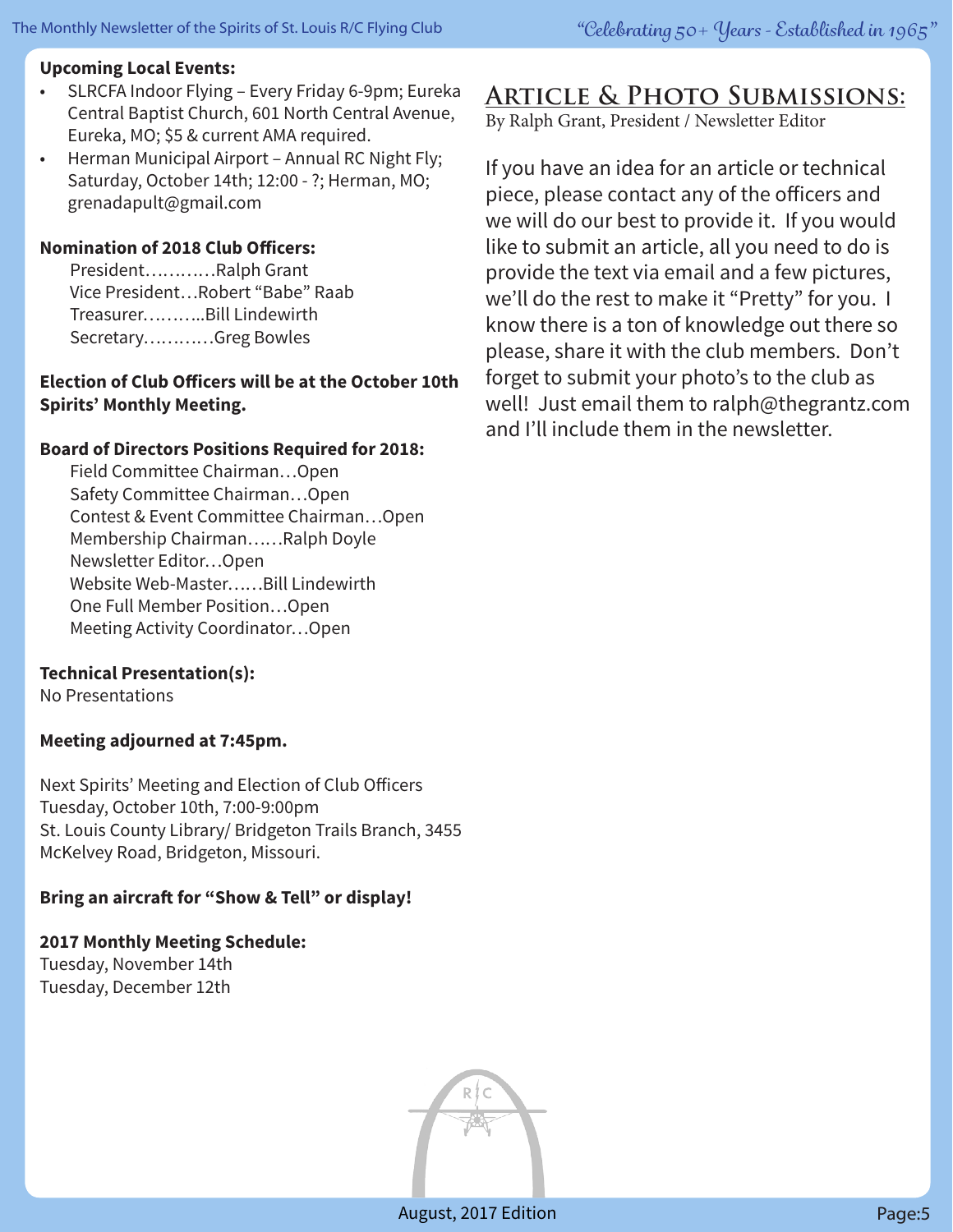**Upcoming Local Events:**

- SLRCFA Indoor Flying – Every Friday 6-9pm; Eureka Central Baptist Church, 601 North Central Avenue, Eureka, MO; $5 & current AMA required.
- Herman Municipal Airport – Annual RC Night Fly; Saturday, October 14th; 12:00 - ?; Herman, MO; grenadapult@gmail.com

**Nomination of 2018 Club Officers:**

President…….….Ralph Grant
Vice President…Robert "Babe" Raab
Treasurer.……...Bill Lindewirth
Secretary.……….Greg Bowles

**Election of Club Officers will be at the October 10th Spirits' Monthly Meeting.**

**Board of Directors Positions Required for 2018:**

Field Committee Chairman…Open
Safety Committee Chairman…Open
Contest & Event Committee Chairman…Open
Membership Chairman……Ralph Doyle
Newsletter Editor…Open
Website Web-Master……Bill Lindewirth
One Full Member Position…Open
Meeting Activity Coordinator…Open

**Technical Presentation(s):**
No Presentations

**Meeting adjourned at 7:45pm.**

Next Spirits' Meeting and Election of Club Officers
Tuesday, October 10th, 7:00-9:00pm
St. Louis County Library/ Bridgeton Trails Branch, 3455 McKelvey Road, Bridgeton, Missouri.

**Bring an aircraft for "Show & Tell" or display!**

**2017 Monthly Meeting Schedule:**
Tuesday, November 14th
Tuesday, December 12th

## Article & Photo Submissions:

By Ralph Grant, President / Newsletter Editor

If you have an idea for an article or technical piece, please contact any of the officers and we will do our best to provide it. If you would like to submit an article, all you need to do is provide the text via email and a few pictures, we'll do the rest to make it "Pretty" for you. I know there is a ton of knowledge out there so please, share it with the club members. Don't forget to submit your photo's to the club as well! Just email them to ralph@thegrantz.com and I'll include them in the newsletter.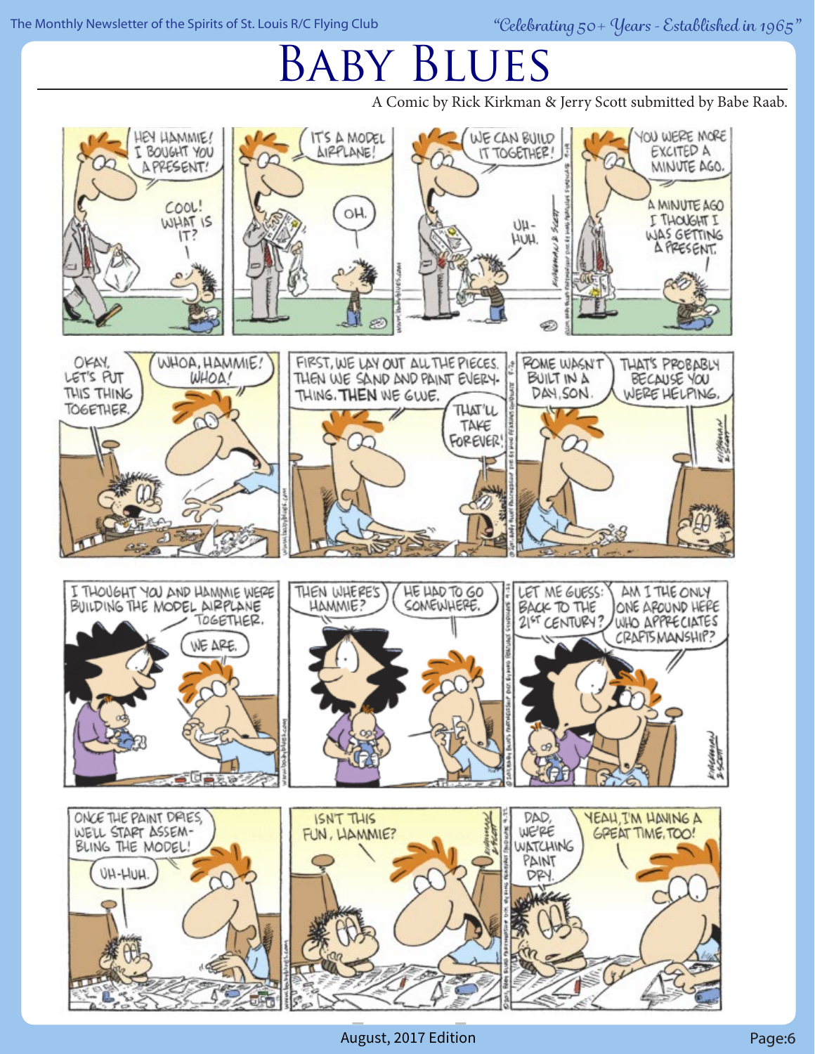# Baby Blues

A Comic by Rick Kirkman & Jerry Scott submitted by Babe Raab.

HEY HAMMIE! I BOUGHT YOU A PRESENT!

COOL! WHAT IS IT?

IT'S A MODEL AIRPLANE!

OH.

WE CAN BUILD IT TOGETHER!

UH-HUH.

YOU WERE MORE EXCITED A MINUTE AGO.

A MINUTE AGO I THOUGHT I WAS GETTING A PRESENT.

OKAY, LET'S PUT THIS THING TOGETHER.

WHOA, HAMMIE! WHOA!

FIRST, WE LAY OUT ALL THE PIECES. THEN WE SAND AND PAINT EVERYTHING. **THEN** WE GLUE.

THAT'LL TAKE FOREVER!

ROME WASN'T BUILT IN A DAY, SON.

THAT'S PROBABLY BECAUSE YOU WERE HELPING.

I THOUGHT YOU AND HAMMIE WERE BUILDING THE MODEL AIRPLANE TOGETHER.

WE ARE.

THEN WHERE'S HAMMIE?

HE HAD TO GO SOMEWHERE.

LET ME GUESS: BACK TO THE 21ST CENTURY?

AM I THE ONLY ONE AROUND HERE WHO APPRECIATES CRAFTSMANSHIP?

ONCE THE PAINT DRIES, WE'LL START ASSEMBLING THE MODEL!

UH-HUH.

ISN'T THIS FUN, HAMMIE?

DAD, WE'RE WATCHING PAINT DRY.

YEAH, I'M HAVING A GREAT TIME, TOO!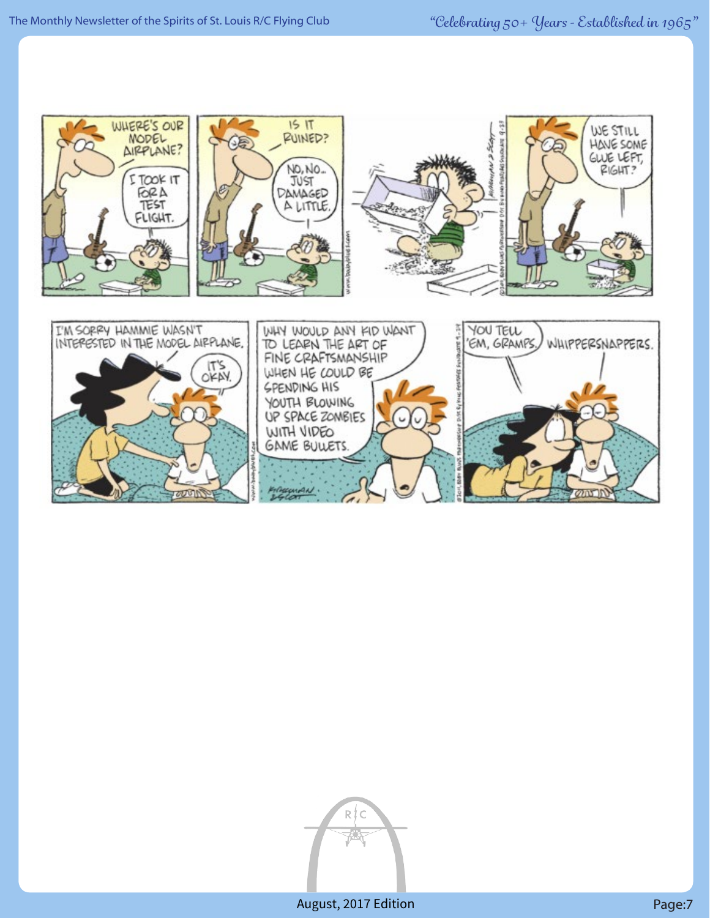WHERE'S OUR MODEL AIRPLANE?

I TOOK IT FOR A TEST FLIGHT.

IS IT RUINED?

NO, NO.. JUST DAMAGED A LITTLE.

WE STILL HAVE SOME GLUE LEFT, RIGHT?

I'M SORRY HAMMIE WASN'T INTERESTED IN THE MODEL AIRPLANE.

IT'S OKAY.

WHY WOULD ANY KID WANT TO LEARN THE ART OF FINE CRAFTSMANSHIP WHEN HE COULD BE SPENDING HIS YOUTH BLOWING UP SPACE ZOMBIES WITH VIDEO GAME BULLETS.

YOU TELL 'EM, GRAMPS.

WHIPPERSNAPPERS.